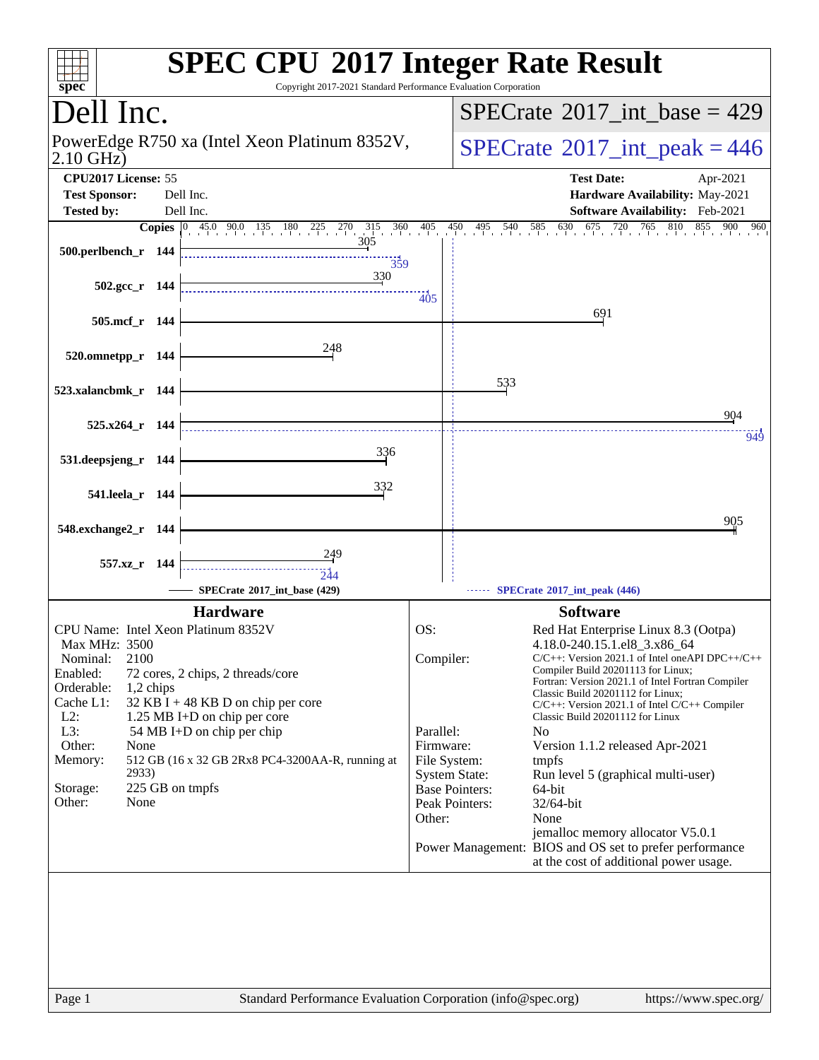# SPEC CPU 2017 Integer Rate Result

Copyright 2017-2021 Standard Performance Evaluation Corporation

## Dell Inc.

PowerEdge R750 xa (Intel Xeon Platinum 8352V, 2.10 GHz)

**SPECrate 2017_int_base = 429**

**SPECrate 2017_int_peak = 446**

**CPU2017 License:** 55
**Test Sponsor:** Dell Inc.
**Tested by:** Dell Inc.

**Test Date:** Apr-2021
**Hardware Availability:** May-2021
**Software Availability:** Feb-2021

| Benchmark | Copies | Base | Peak |
|---|---|---|---|
| 500.perlbench_r | 144 | 305 | 359 |
| 502.gcc_r | 144 | 330 | 405 |
| 505.mcf_r | 144 | 691 | |
| 520.omnetpp_r | 144 | 248 | |
| 523.xalancbmk_r | 144 | 533 | |
| 525.x264_r | 144 | 904 | 949 |
| 531.deepsjeng_r | 144 | 336 | |
| 541.leela_r | 144 | 332 | |
| 548.exchange2_r | 144 | 905 | |
| 557.xz_r | 144 | 249 | 244 |

SPECrate 2017_int_base (429) — SPECrate 2017_int_peak (446)

## Hardware

| | |
|---|---|
| CPU Name: | Intel Xeon Platinum 8352V |
| Max MHz: | 3500 |
| Nominal: | 2100 |
| Enabled: | 72 cores, 2 chips, 2 threads/core |
| Orderable: | 1,2 chips |
| Cache L1: | 32 KB I + 48 KB D on chip per core |
| L2: | 1.25 MB I+D on chip per core |
| L3: | 54 MB I+D on chip per chip |
| Other: | None |
| Memory: | 512 GB (16 x 32 GB 2Rx8 PC4-3200AA-R, running at 2933) |
| Storage: | 225 GB on tmpfs |
| Other: | None |

## Software

| | |
|---|---|
| OS: | Red Hat Enterprise Linux 8.3 (Ootpa) 4.18.0-240.15.1.el8_3.x86_64 |
| Compiler: | C/C++: Version 2021.1 of Intel oneAPI DPC++/C++ Compiler Build 20201113 for Linux; Fortran: Version 2021.1 of Intel Fortran Compiler Classic Build 20201112 for Linux; C/C++: Version 2021.1 of Intel C/C++ Compiler Classic Build 20201112 for Linux |
| Parallel: | No |
| Firmware: | Version 1.1.2 released Apr-2021 |
| File System: | tmpfs |
| System State: | Run level 5 (graphical multi-user) |
| Base Pointers: | 64-bit |
| Peak Pointers: | 32/64-bit |
| Other: | None jemalloc memory allocator V5.0.1 |
| Power Management: | BIOS and OS set to prefer performance at the cost of additional power usage. |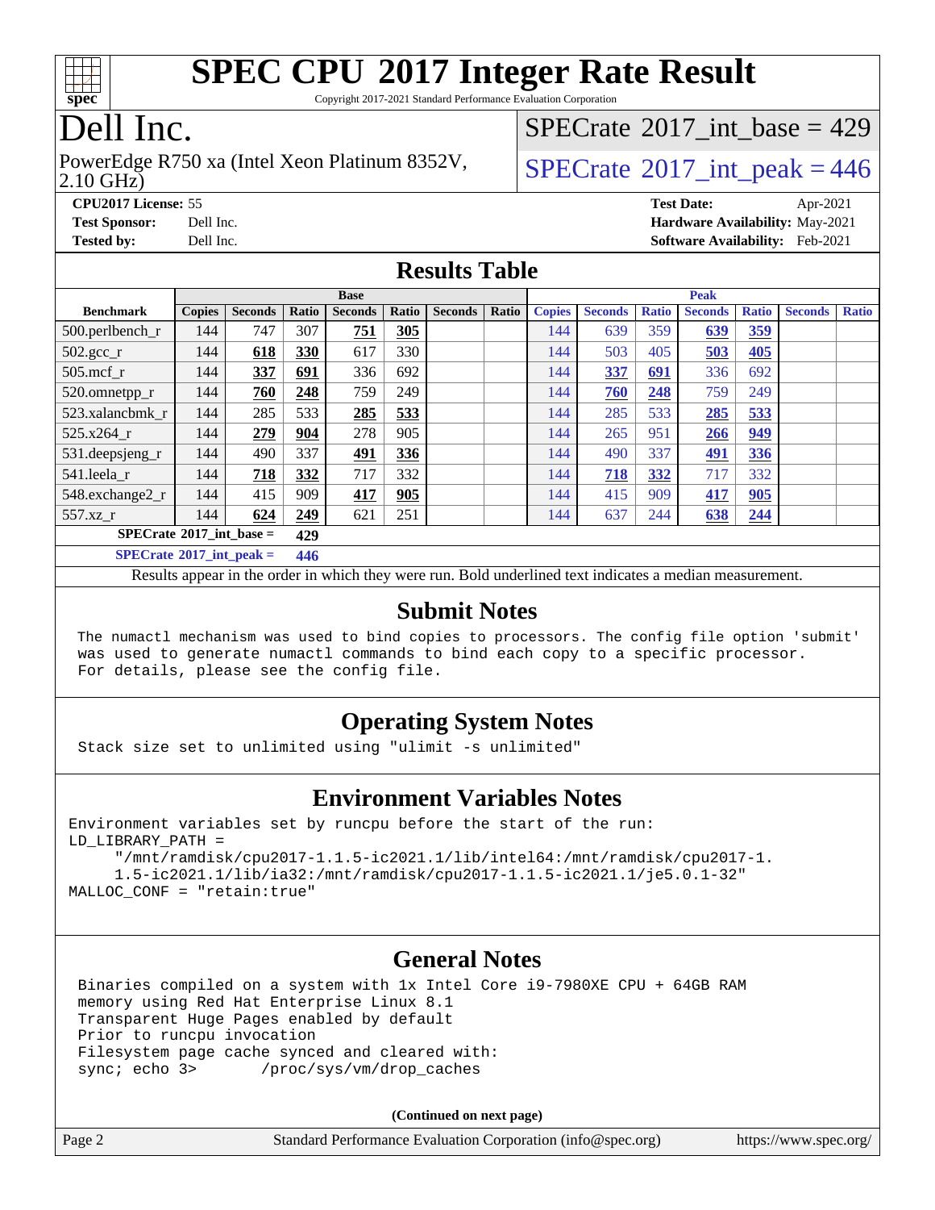# SPEC CPU 2017 Integer Rate Result

Copyright 2017-2021 Standard Performance Evaluation Corporation

## Dell Inc.

PowerEdge R750 xa (Intel Xeon Platinum 8352V, 2.10 GHz)

SPECrate 2017_int_base = 429

SPECrate 2017_int_peak = 446

**CPU2017 License:** 55
**Test Sponsor:** Dell Inc.
**Tested by:** Dell Inc.

**Test Date:** Apr-2021
**Hardware Availability:** May-2021
**Software Availability:** Feb-2021

## Results Table

| Benchmark | Base | | | | | | | Peak | | | | | | |
|---|---|---|---|---|---|---|---|---|---|---|---|---|---|---|
| | Copies | Seconds | Ratio | Seconds | Ratio | Seconds | Ratio | Copies | Seconds | Ratio | Seconds | Ratio | Seconds | Ratio |
| 500.perlbench_r | 144 | 747 | 307 | **751** | **305** | | | 144 | 639 | 359 | **639** | **359** | | |
| 502.gcc_r | 144 | **618** | **330** | 617 | 330 | | | 144 | 503 | 405 | **503** | **405** | | |
| 505.mcf_r | 144 | **337** | **691** | 336 | 692 | | | 144 | **337** | **691** | 336 | 692 | | |
| 520.omnetpp_r | 144 | **760** | **248** | 759 | 249 | | | 144 | **760** | **248** | 759 | 249 | | |
| 523.xalancbmk_r | 144 | 285 | 533 | **285** | **533** | | | 144 | 285 | 533 | **285** | **533** | | |
| 525.x264_r | 144 | **279** | **904** | 278 | 905 | | | 144 | 265 | 951 | **266** | **949** | | |
| 531.deepsjeng_r | 144 | 490 | 337 | **491** | **336** | | | 144 | 490 | 337 | **491** | **336** | | |
| 541.leela_r | 144 | **718** | **332** | 717 | 332 | | | 144 | **718** | **332** | 717 | 332 | | |
| 548.exchange2_r | 144 | 415 | 909 | **417** | **905** | | | 144 | 415 | 909 | **417** | **905** | | |
| 557.xz_r | 144 | **624** | **249** | 621 | 251 | | | 144 | 637 | 244 | **638** | **244** | | |

**SPECrate 2017_int_base = 429**

**SPECrate 2017_int_peak = 446**

Results appear in the order in which they were run. Bold underlined text indicates a median measurement.

## Submit Notes

```
The numactl mechanism was used to bind copies to processors. The config file option 'submit'
was used to generate numactl commands to bind each copy to a specific processor.
For details, please see the config file.
```

## Operating System Notes

```
Stack size set to unlimited using "ulimit -s unlimited"
```

## Environment Variables Notes

```
Environment variables set by runcpu before the start of the run:
LD_LIBRARY_PATH =
     "/mnt/ramdisk/cpu2017-1.1.5-ic2021.1/lib/intel64:/mnt/ramdisk/cpu2017-1.
     1.5-ic2021.1/lib/ia32:/mnt/ramdisk/cpu2017-1.1.5-ic2021.1/je5.0.1-32"
MALLOC_CONF = "retain:true"
```

## General Notes

```
Binaries compiled on a system with 1x Intel Core i9-7980XE CPU + 64GB RAM
memory using Red Hat Enterprise Linux 8.1
Transparent Huge Pages enabled by default
Prior to runcpu invocation
Filesystem page cache synced and cleared with:
sync; echo 3>       /proc/sys/vm/drop_caches
```

**(Continued on next page)**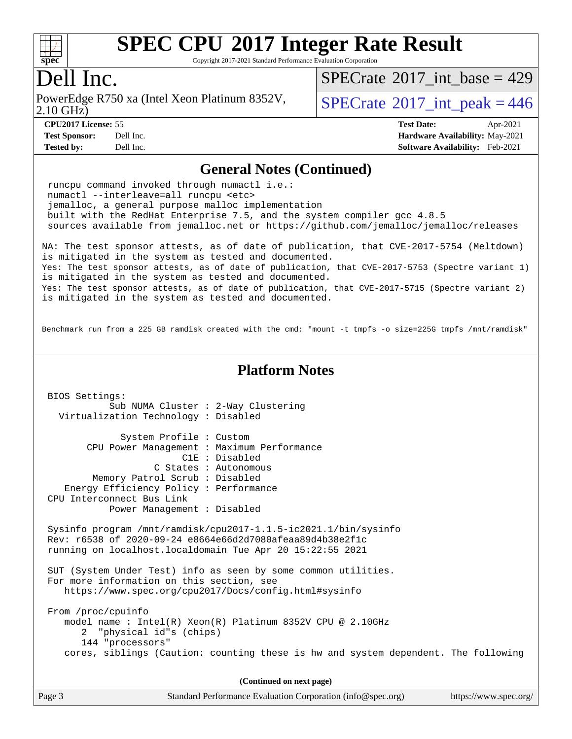# SPEC CPU 2017 Integer Rate Result

Copyright 2017-2021 Standard Performance Evaluation Corporation

# Dell Inc.

PowerEdge R750 xa (Intel Xeon Platinum 8352V, 2.10 GHz)

SPECrate 2017_int_base = 429

SPECrate 2017_int_peak = 446

**CPU2017 License:** 55
**Test Sponsor:** Dell Inc.
**Tested by:** Dell Inc.

**Test Date:** Apr-2021
**Hardware Availability:** May-2021
**Software Availability:** Feb-2021

## General Notes (Continued)

```
runcpu command invoked through numactl i.e.:
numactl --interleave=all runcpu <etc>
jemalloc, a general purpose malloc implementation
built with the RedHat Enterprise 7.5, and the system compiler gcc 4.8.5
sources available from jemalloc.net or https://github.com/jemalloc/jemalloc/releases

NA: The test sponsor attests, as of date of publication, that CVE-2017-5754 (Meltdown)
is mitigated in the system as tested and documented.
Yes: The test sponsor attests, as of date of publication, that CVE-2017-5753 (Spectre variant 1)
is mitigated in the system as tested and documented.
Yes: The test sponsor attests, as of date of publication, that CVE-2017-5715 (Spectre variant 2)
is mitigated in the system as tested and documented.

Benchmark run from a 225 GB ramdisk created with the cmd: "mount -t tmpfs -o size=225G tmpfs /mnt/ramdisk"
```

## Platform Notes

```
BIOS Settings:
          Sub NUMA Cluster : 2-Way Clustering
  Virtualization Technology : Disabled

             System Profile : Custom
       CPU Power Management : Maximum Performance
                        C1E : Disabled
                   C States : Autonomous
        Memory Patrol Scrub : Disabled
   Energy Efficiency Policy : Performance
 CPU Interconnect Bus Link
           Power Management : Disabled

Sysinfo program /mnt/ramdisk/cpu2017-1.1.5-ic2021.1/bin/sysinfo
Rev: r6538 of 2020-09-24 e8664e66d2d7080afeaa89d4b38e2f1c
running on localhost.localdomain Tue Apr 20 15:22:55 2021

SUT (System Under Test) info as seen by some common utilities.
For more information on this section, see
   https://www.spec.org/cpu2017/Docs/config.html#sysinfo

From /proc/cpuinfo
   model name : Intel(R) Xeon(R) Platinum 8352V CPU @ 2.10GHz
      2  "physical id"s (chips)
      144 "processors"
   cores, siblings (Caution: counting these is hw and system dependent. The following
```

(Continued on next page)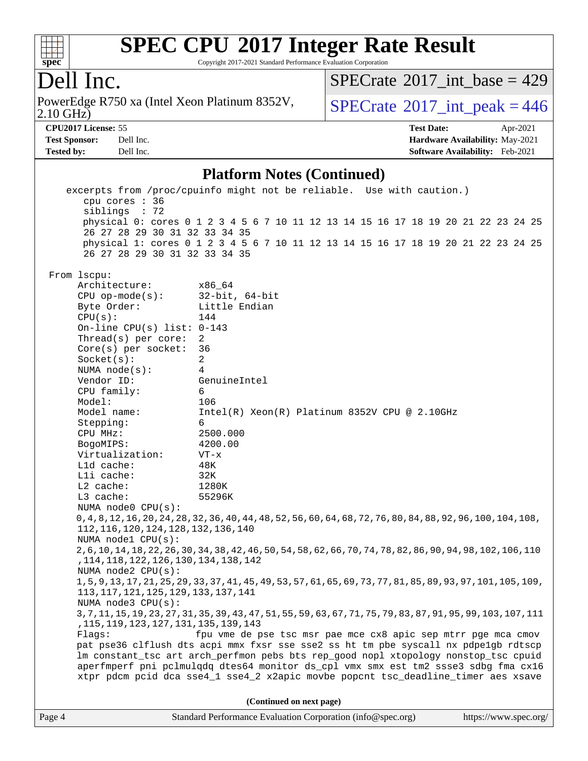## Platform Notes (Continued)

```
  excerpts from /proc/cpuinfo might not be reliable.  Use with caution.)
     cpu cores : 36
     siblings  : 72
     physical 0: cores 0 1 2 3 4 5 6 7 10 11 12 13 14 15 16 17 18 19 20 21 22 23 24 25
     26 27 28 29 30 31 32 33 34 35
     physical 1: cores 0 1 2 3 4 5 6 7 10 11 12 13 14 15 16 17 18 19 20 21 22 23 24 25
     26 27 28 29 30 31 32 33 34 35

From lscpu:
    Architecture:          x86_64
    CPU op-mode(s):        32-bit, 64-bit
    Byte Order:            Little Endian
    CPU(s):                144
    On-line CPU(s) list: 0-143
    Thread(s) per core:    2
    Core(s) per socket:    36
    Socket(s):             2
    NUMA node(s):          4
    Vendor ID:             GenuineIntel
    CPU family:            6
    Model:                 106
    Model name:            Intel(R) Xeon(R) Platinum 8352V CPU @ 2.10GHz
    Stepping:              6
    CPU MHz:               2500.000
    BogoMIPS:              4200.00
    Virtualization:        VT-x
    L1d cache:             48K
    L1i cache:             32K
    L2 cache:              1280K
    L3 cache:              55296K
    NUMA node0 CPU(s):
    0,4,8,12,16,20,24,28,32,36,40,44,48,52,56,60,64,68,72,76,80,84,88,92,96,100,104,108,
    112,116,120,124,128,132,136,140
    NUMA node1 CPU(s):
    2,6,10,14,18,22,26,30,34,38,42,46,50,54,58,62,66,70,74,78,82,86,90,94,98,102,106,110
    ,114,118,122,126,130,134,138,142
    NUMA node2 CPU(s):
    1,5,9,13,17,21,25,29,33,37,41,45,49,53,57,61,65,69,73,77,81,85,89,93,97,101,105,109,
    113,117,121,125,129,133,137,141
    NUMA node3 CPU(s):
    3,7,11,15,19,23,27,31,35,39,43,47,51,55,59,63,67,71,75,79,83,87,91,95,99,103,107,111
    ,115,119,123,127,131,135,139,143
    Flags:                 fpu vme de pse tsc msr pae mce cx8 apic sep mtrr pge mca cmov
    pat pse36 clflush dts acpi mmx fxsr sse sse2 ss ht tm pbe syscall nx pdpe1gb rdtscp
    lm constant_tsc art arch_perfmon pebs bts rep_good nopl xtopology nonstop_tsc cpuid
    aperfmperf pni pclmulqdq dtes64 monitor ds_cpl vmx smx est tm2 ssse3 sdbg fma cx16
    xtpr pdcm pcid dca sse4_1 sse4_2 x2apic movbe popcnt tsc_deadline_timer aes xsave
```

(Continued on next page)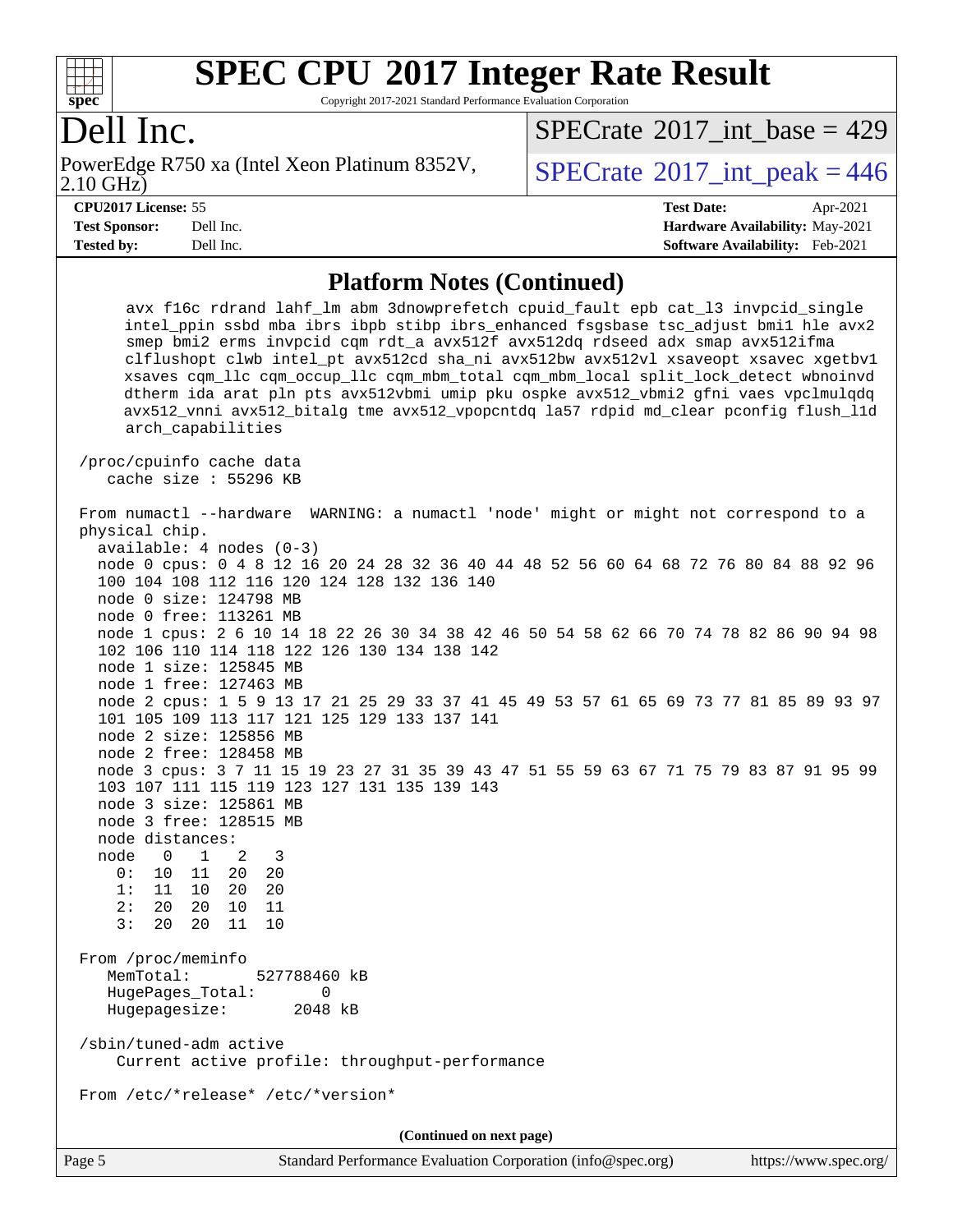## Platform Notes (Continued)

```
     avx f16c rdrand lahf_lm abm 3dnowprefetch cpuid_fault epb cat_l3 invpcid_single
     intel_ppin ssbd mba ibrs ibpb stibp ibrs_enhanced fsgsbase tsc_adjust bmi1 hle avx2
     smep bmi2 erms invpcid cqm rdt_a avx512f avx512dq rdseed adx smap avx512ifma
     clflushopt clwb intel_pt avx512cd sha_ni avx512bw avx512vl xsaveopt xsavec xgetbv1
     xsaves cqm_llc cqm_occup_llc cqm_mbm_total cqm_mbm_local split_lock_detect wbnoinvd
     dtherm ida arat pln pts avx512vbmi umip pku ospke avx512_vbmi2 gfni vaes vpclmulqdq
     avx512_vnni avx512_bitalg tme avx512_vpopcntdq la57 rdpid md_clear pconfig flush_l1d
     arch_capabilities

 /proc/cpuinfo cache data
    cache size : 55296 KB

 From numactl --hardware  WARNING: a numactl 'node' might or might not correspond to a
 physical chip.
   available: 4 nodes (0-3)
   node 0 cpus: 0 4 8 12 16 20 24 28 32 36 40 44 48 52 56 60 64 68 72 76 80 84 88 92 96
   100 104 108 112 116 120 124 128 132 136 140
   node 0 size: 124798 MB
   node 0 free: 113261 MB
   node 1 cpus: 2 6 10 14 18 22 26 30 34 38 42 46 50 54 58 62 66 70 74 78 82 86 90 94 98
   102 106 110 114 118 122 126 130 134 138 142
   node 1 size: 125845 MB
   node 1 free: 127463 MB
   node 2 cpus: 1 5 9 13 17 21 25 29 33 37 41 45 49 53 57 61 65 69 73 77 81 85 89 93 97
   101 105 109 113 117 121 125 129 133 137 141
   node 2 size: 125856 MB
   node 2 free: 128458 MB
   node 3 cpus: 3 7 11 15 19 23 27 31 35 39 43 47 51 55 59 63 67 71 75 79 83 87 91 95 99
   103 107 111 115 119 123 127 131 135 139 143
   node 3 size: 125861 MB
   node 3 free: 128515 MB
   node distances:
   node   0   1   2   3
     0:  10  11  20  20
     1:  11  10  20  20
     2:  20  20  10  11
     3:  20  20  11  10

 From /proc/meminfo
    MemTotal:       527788460 kB
    HugePages_Total:       0
    Hugepagesize:       2048 kB

 /sbin/tuned-adm active
     Current active profile: throughput-performance

 From /etc/*release* /etc/*version*
```

(Continued on next page)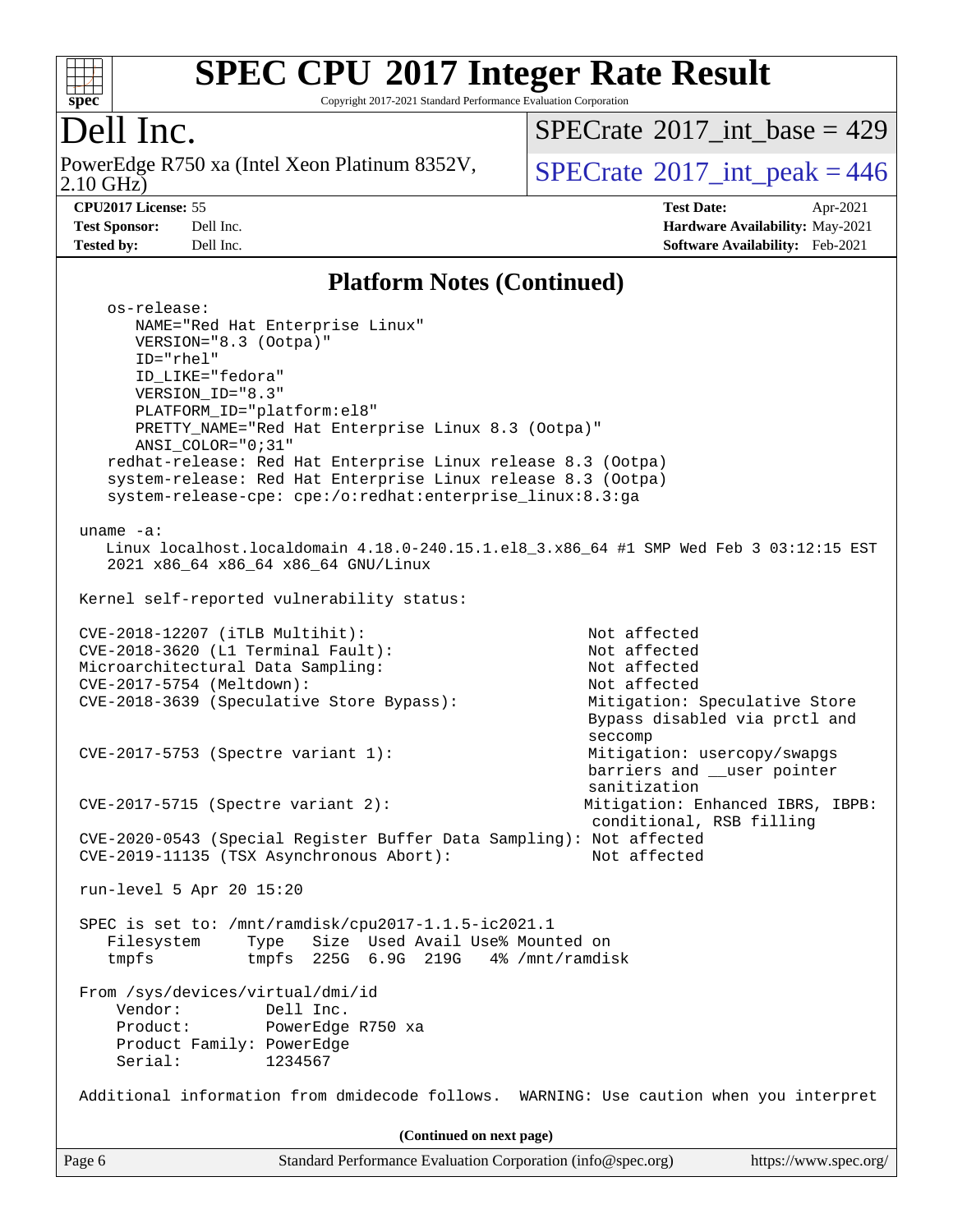# SPEC CPU 2017 Integer Rate Result

Copyright 2017-2021 Standard Performance Evaluation Corporation

## Dell Inc.

PowerEdge R750 xa (Intel Xeon Platinum 8352V, 2.10 GHz)

SPECrate 2017_int_base = 429

SPECrate 2017_int_peak = 446

**CPU2017 License:** 55
**Test Sponsor:** Dell Inc.
**Tested by:** Dell Inc.

**Test Date:** Apr-2021
**Hardware Availability:** May-2021
**Software Availability:** Feb-2021

## Platform Notes (Continued)

```
    os-release:
       NAME="Red Hat Enterprise Linux"
       VERSION="8.3 (Ootpa)"
       ID="rhel"
       ID_LIKE="fedora"
       VERSION_ID="8.3"
       PLATFORM_ID="platform:el8"
       PRETTY_NAME="Red Hat Enterprise Linux 8.3 (Ootpa)"
       ANSI_COLOR="0;31"
    redhat-release: Red Hat Enterprise Linux release 8.3 (Ootpa)
    system-release: Red Hat Enterprise Linux release 8.3 (Ootpa)
    system-release-cpe: cpe:/o:redhat:enterprise_linux:8.3:ga

 uname -a:
    Linux localhost.localdomain 4.18.0-240.15.1.el8_3.x86_64 #1 SMP Wed Feb 3 03:12:15 EST
    2021 x86_64 x86_64 x86_64 GNU/Linux

 Kernel self-reported vulnerability status:

 CVE-2018-12207 (iTLB Multihit):                          Not affected
 CVE-2018-3620 (L1 Terminal Fault):                       Not affected
 Microarchitectural Data Sampling:                        Not affected
 CVE-2017-5754 (Meltdown):                                Not affected
 CVE-2018-3639 (Speculative Store Bypass):                Mitigation: Speculative Store
                                                          Bypass disabled via prctl and
                                                          seccomp
 CVE-2017-5753 (Spectre variant 1):                       Mitigation: usercopy/swapgs
                                                          barriers and __user pointer
                                                          sanitization
 CVE-2017-5715 (Spectre variant 2):                       Mitigation: Enhanced IBRS, IBPB:
                                                          conditional, RSB filling
 CVE-2020-0543 (Special Register Buffer Data Sampling): Not affected
 CVE-2019-11135 (TSX Asynchronous Abort):                 Not affected

 run-level 5 Apr 20 15:20

 SPEC is set to: /mnt/ramdisk/cpu2017-1.1.5-ic2021.1
    Filesystem     Type   Size  Used Avail Use% Mounted on
    tmpfs          tmpfs  225G  6.9G  219G   4% /mnt/ramdisk

 From /sys/devices/virtual/dmi/id
     Vendor:         Dell Inc.
     Product:        PowerEdge R750 xa
     Product Family: PowerEdge
     Serial:         1234567

 Additional information from dmidecode follows.  WARNING: Use caution when you interpret
```

(Continued on next page)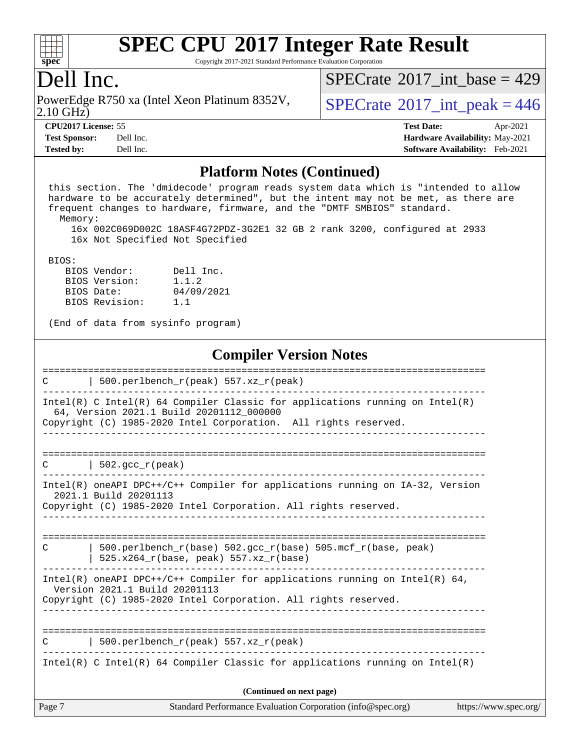# SPEC CPU 2017 Integer Rate Result

Copyright 2017-2021 Standard Performance Evaluation Corporation

## Dell Inc.

PowerEdge R750 xa (Intel Xeon Platinum 8352V, 2.10 GHz)

SPECrate 2017_int_base = 429

SPECrate 2017_int_peak = 446

| | | | |
|---|---|---|---|
| **CPU2017 License:** | 55 | **Test Date:** | Apr-2021 |
| **Test Sponsor:** | Dell Inc. | **Hardware Availability:** | May-2021 |
| **Tested by:** | Dell Inc. | **Software Availability:** | Feb-2021 |

### Platform Notes (Continued)

```
 this section. The 'dmidecode' program reads system data which is "intended to allow
 hardware to be accurately determined", but the intent may not be met, as there are
 frequent changes to hardware, firmware, and the "DMTF SMBIOS" standard.
   Memory:
     16x 002C069D002C 18ASF4G72PDZ-3G2E1 32 GB 2 rank 3200, configured at 2933
     16x Not Specified Not Specified

 BIOS:
    BIOS Vendor:       Dell Inc.
    BIOS Version:      1.1.2
    BIOS Date:         04/09/2021
    BIOS Revision:     1.1

 (End of data from sysinfo program)
```

### Compiler Version Notes

```
==============================================================================
C       | 500.perlbench_r(peak) 557.xz_r(peak)
------------------------------------------------------------------------------
Intel(R) C Intel(R) 64 Compiler Classic for applications running on Intel(R)
  64, Version 2021.1 Build 20201112_000000
Copyright (C) 1985-2020 Intel Corporation.  All rights reserved.
------------------------------------------------------------------------------

==============================================================================
C       | 502.gcc_r(peak)
------------------------------------------------------------------------------
Intel(R) oneAPI DPC++/C++ Compiler for applications running on IA-32, Version
  2021.1 Build 20201113
Copyright (C) 1985-2020 Intel Corporation. All rights reserved.
------------------------------------------------------------------------------

==============================================================================
C       | 500.perlbench_r(base) 502.gcc_r(base) 505.mcf_r(base, peak)
        | 525.x264_r(base, peak) 557.xz_r(base)
------------------------------------------------------------------------------
Intel(R) oneAPI DPC++/C++ Compiler for applications running on Intel(R) 64,
  Version 2021.1 Build 20201113
Copyright (C) 1985-2020 Intel Corporation. All rights reserved.
------------------------------------------------------------------------------

==============================================================================
C       | 500.perlbench_r(peak) 557.xz_r(peak)
------------------------------------------------------------------------------
Intel(R) C Intel(R) 64 Compiler Classic for applications running on Intel(R)
```

**(Continued on next page)**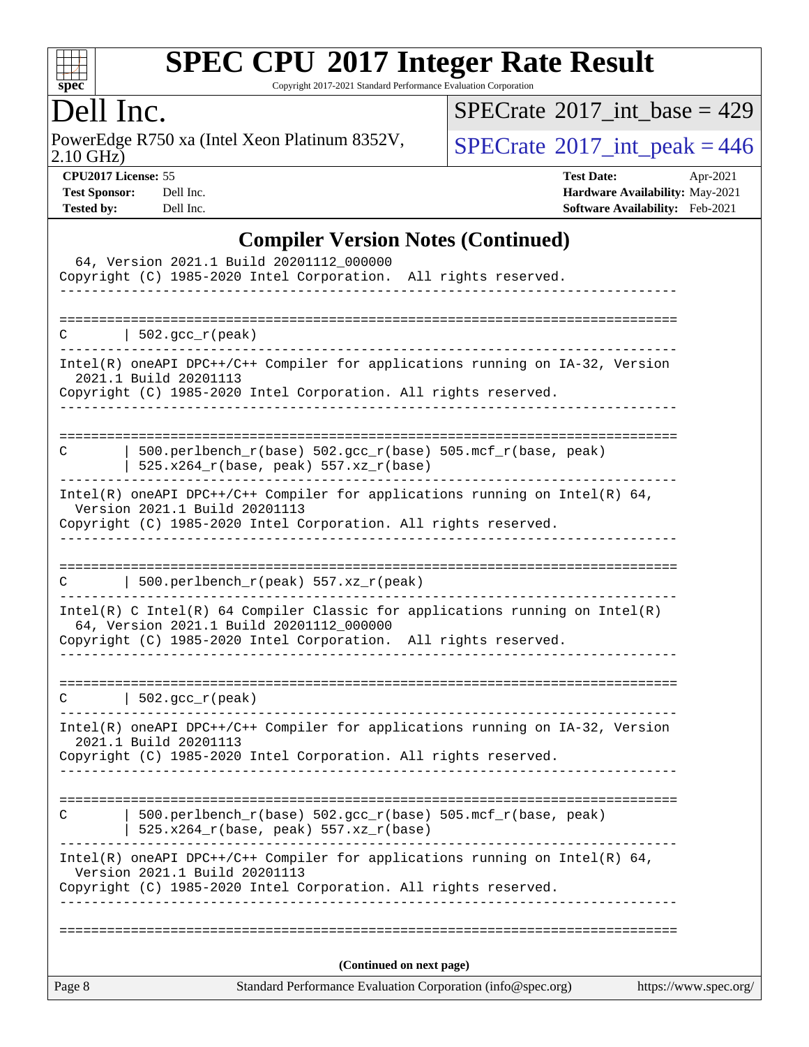# SPEC CPU 2017 Integer Rate Result

Copyright 2017-2021 Standard Performance Evaluation Corporation

## Dell Inc.

PowerEdge R750 xa (Intel Xeon Platinum 8352V, 2.10 GHz)

SPECrate 2017_int_base = 429

SPECrate 2017_int_peak = 446

**CPU2017 License:** 55
**Test Sponsor:** Dell Inc.
**Tested by:** Dell Inc.

**Test Date:** Apr-2021
**Hardware Availability:** May-2021
**Software Availability:** Feb-2021

## Compiler Version Notes (Continued)

```
  64, Version 2021.1 Build 20201112_000000
Copyright (C) 1985-2020 Intel Corporation.  All rights reserved.
------------------------------------------------------------------------------

==============================================================================
C       | 502.gcc_r(peak)
------------------------------------------------------------------------------
Intel(R) oneAPI DPC++/C++ Compiler for applications running on IA-32, Version
  2021.1 Build 20201113
Copyright (C) 1985-2020 Intel Corporation. All rights reserved.
------------------------------------------------------------------------------

==============================================================================
C       | 500.perlbench_r(base) 502.gcc_r(base) 505.mcf_r(base, peak)
        | 525.x264_r(base, peak) 557.xz_r(base)
------------------------------------------------------------------------------
Intel(R) oneAPI DPC++/C++ Compiler for applications running on Intel(R) 64,
  Version 2021.1 Build 20201113
Copyright (C) 1985-2020 Intel Corporation. All rights reserved.
------------------------------------------------------------------------------

==============================================================================
C       | 500.perlbench_r(peak) 557.xz_r(peak)
------------------------------------------------------------------------------
Intel(R) C Intel(R) 64 Compiler Classic for applications running on Intel(R)
  64, Version 2021.1 Build 20201112_000000
Copyright (C) 1985-2020 Intel Corporation.  All rights reserved.
------------------------------------------------------------------------------

==============================================================================
C       | 502.gcc_r(peak)
------------------------------------------------------------------------------
Intel(R) oneAPI DPC++/C++ Compiler for applications running on IA-32, Version
  2021.1 Build 20201113
Copyright (C) 1985-2020 Intel Corporation. All rights reserved.
------------------------------------------------------------------------------

==============================================================================
C       | 500.perlbench_r(base) 502.gcc_r(base) 505.mcf_r(base, peak)
        | 525.x264_r(base, peak) 557.xz_r(base)
------------------------------------------------------------------------------
Intel(R) oneAPI DPC++/C++ Compiler for applications running on Intel(R) 64,
  Version 2021.1 Build 20201113
Copyright (C) 1985-2020 Intel Corporation. All rights reserved.
------------------------------------------------------------------------------

==============================================================================
```

**(Continued on next page)**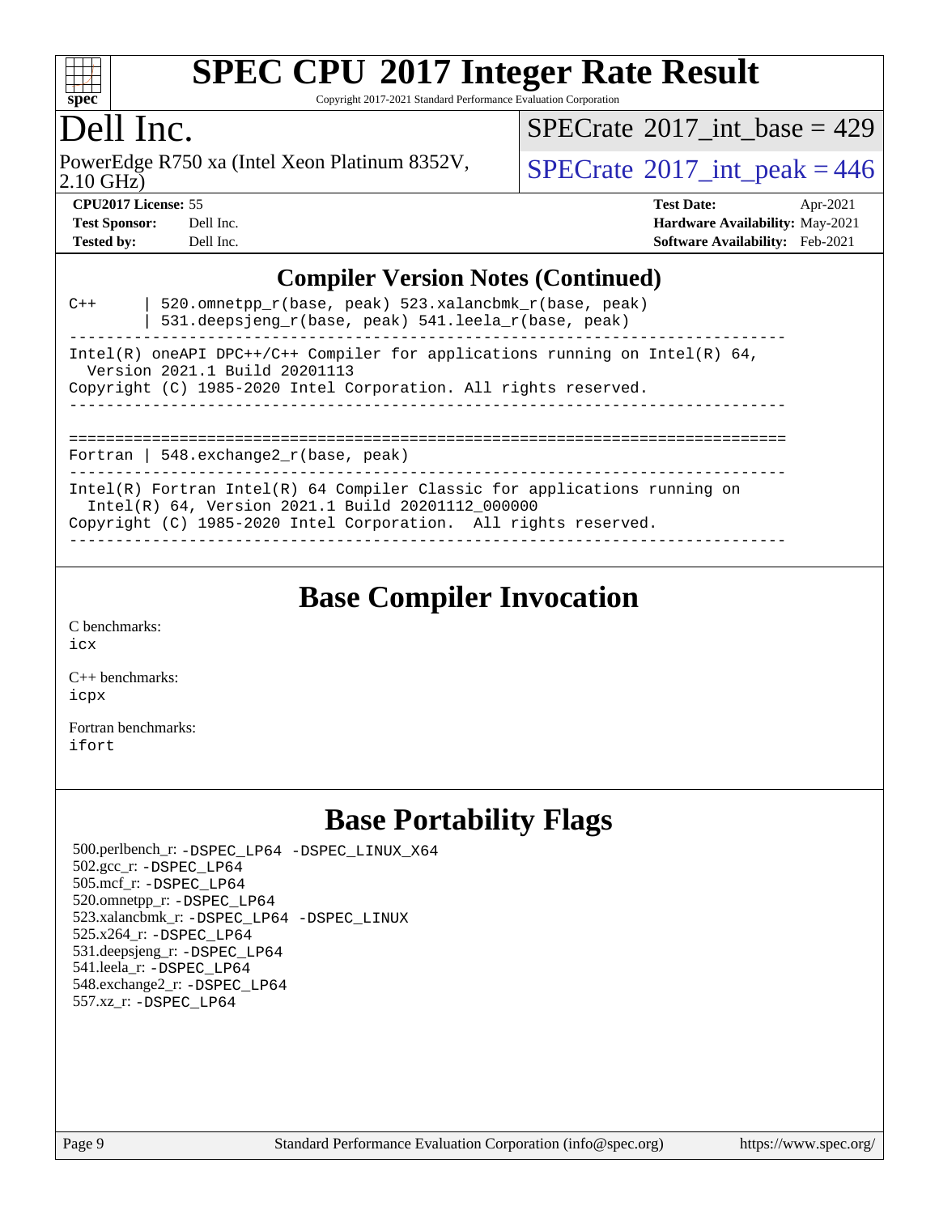# SPEC CPU 2017 Integer Rate Result

Copyright 2017-2021 Standard Performance Evaluation Corporation

## Dell Inc.

PowerEdge R750 xa (Intel Xeon Platinum 8352V, 2.10 GHz)

SPECrate 2017_int_base = 429

SPECrate 2017_int_peak = 446

**CPU2017 License:** 55
**Test Sponsor:** Dell Inc.
**Tested by:** Dell Inc.

**Test Date:** Apr-2021
**Hardware Availability:** May-2021
**Software Availability:** Feb-2021

## Compiler Version Notes (Continued)

```
C++      | 520.omnetpp_r(base, peak) 523.xalancbmk_r(base, peak)
         | 531.deepsjeng_r(base, peak) 541.leela_r(base, peak)
------------------------------------------------------------------------------
Intel(R) oneAPI DPC++/C++ Compiler for applications running on Intel(R) 64,
  Version 2021.1 Build 20201113
Copyright (C) 1985-2020 Intel Corporation. All rights reserved.
------------------------------------------------------------------------------

==============================================================================
Fortran | 548.exchange2_r(base, peak)
------------------------------------------------------------------------------
Intel(R) Fortran Intel(R) 64 Compiler Classic for applications running on
  Intel(R) 64, Version 2021.1 Build 20201112_000000
Copyright (C) 1985-2020 Intel Corporation.  All rights reserved.
------------------------------------------------------------------------------
```

## Base Compiler Invocation

C benchmarks:
icx

C++ benchmarks:
icpx

Fortran benchmarks:
ifort

## Base Portability Flags

500.perlbench_r: -DSPEC_LP64 -DSPEC_LINUX_X64
502.gcc_r: -DSPEC_LP64
505.mcf_r: -DSPEC_LP64
520.omnetpp_r: -DSPEC_LP64
523.xalancbmk_r: -DSPEC_LP64 -DSPEC_LINUX
525.x264_r: -DSPEC_LP64
531.deepsjeng_r: -DSPEC_LP64
541.leela_r: -DSPEC_LP64
548.exchange2_r: -DSPEC_LP64
557.xz_r: -DSPEC_LP64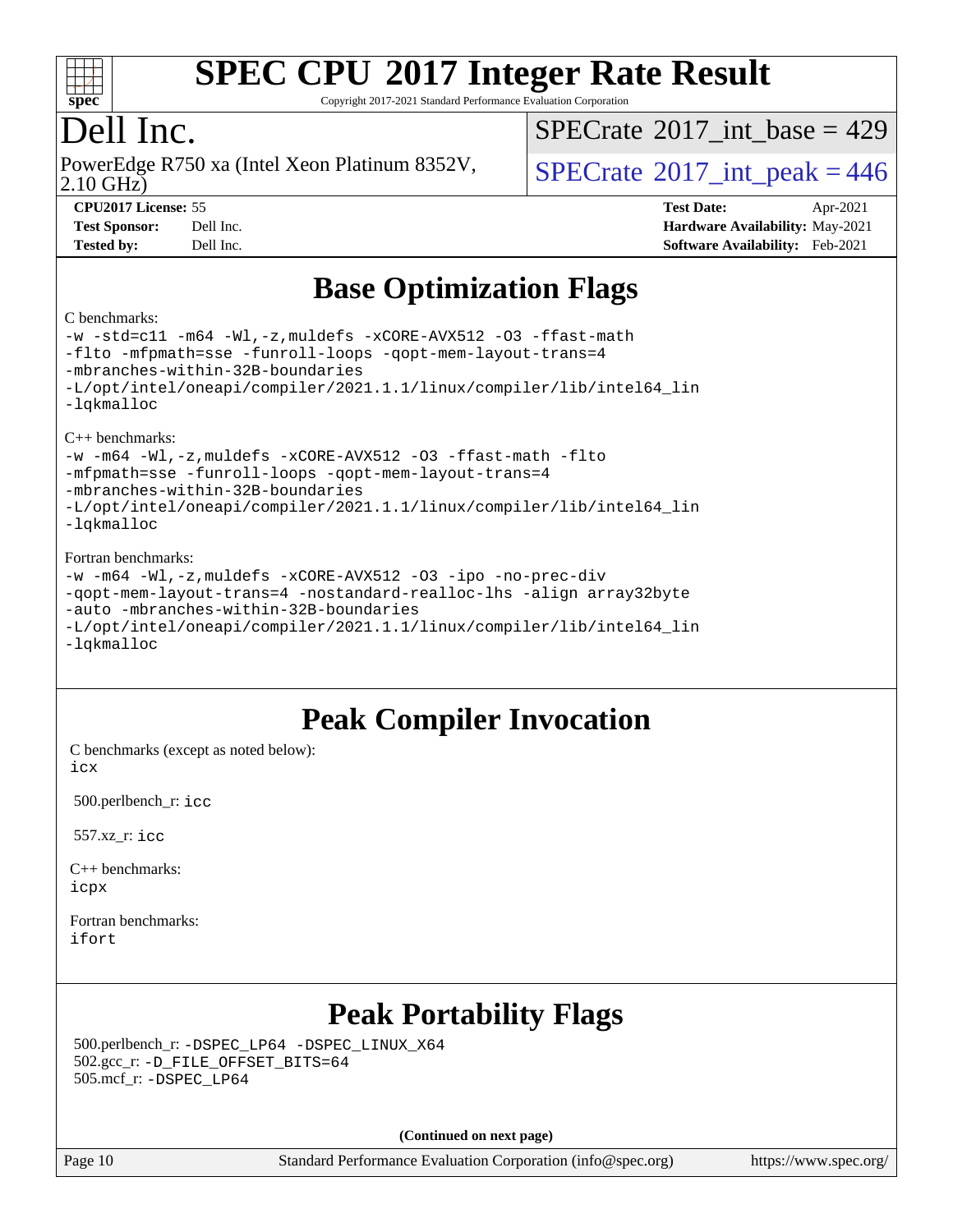# SPEC CPU 2017 Integer Rate Result

Copyright 2017-2021 Standard Performance Evaluation Corporation

## Dell Inc.

PowerEdge R750 xa (Intel Xeon Platinum 8352V, 2.10 GHz)

SPECrate 2017_int_base = 429

SPECrate 2017_int_peak = 446

**CPU2017 License:** 55
**Test Sponsor:** Dell Inc.
**Tested by:** Dell Inc.

**Test Date:** Apr-2021
**Hardware Availability:** May-2021
**Software Availability:** Feb-2021

## Base Optimization Flags

C benchmarks:

```
-w -std=c11 -m64 -Wl,-z,muldefs -xCORE-AVX512 -O3 -ffast-math
-flto -mfpmath=sse -funroll-loops -qopt-mem-layout-trans=4
-mbranches-within-32B-boundaries
-L/opt/intel/oneapi/compiler/2021.1.1/linux/compiler/lib/intel64_lin
-lqkmalloc
```

C++ benchmarks:

```
-w -m64 -Wl,-z,muldefs -xCORE-AVX512 -O3 -ffast-math -flto
-mfpmath=sse -funroll-loops -qopt-mem-layout-trans=4
-mbranches-within-32B-boundaries
-L/opt/intel/oneapi/compiler/2021.1.1/linux/compiler/lib/intel64_lin
-lqkmalloc
```

Fortran benchmarks:

```
-w -m64 -Wl,-z,muldefs -xCORE-AVX512 -O3 -ipo -no-prec-div
-qopt-mem-layout-trans=4 -nostandard-realloc-lhs -align array32byte
-auto -mbranches-within-32B-boundaries
-L/opt/intel/oneapi/compiler/2021.1.1/linux/compiler/lib/intel64_lin
-lqkmalloc
```

## Peak Compiler Invocation

C benchmarks (except as noted below):
`icx`

500.perlbench_r: `icc`

557.xz_r: `icc`

C++ benchmarks:
`icpx`

Fortran benchmarks:
`ifort`

## Peak Portability Flags

500.perlbench_r: `-DSPEC_LP64 -DSPEC_LINUX_X64`
502.gcc_r: `-D_FILE_OFFSET_BITS=64`
505.mcf_r: `-DSPEC_LP64`

**(Continued on next page)**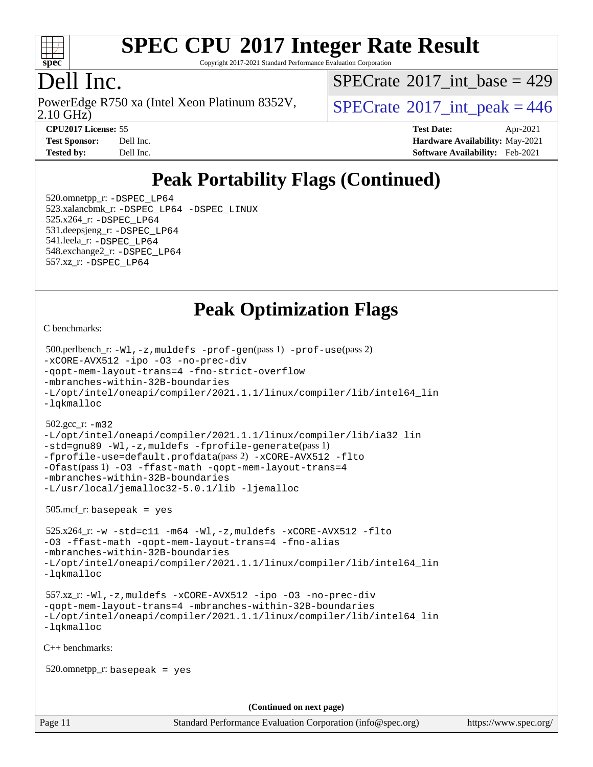# Peak Portability Flags (Continued)

520.omnetpp_r: -DSPEC_LP64
523.xalancbmk_r: -DSPEC_LP64 -DSPEC_LINUX
525.x264_r: -DSPEC_LP64
531.deepsjeng_r: -DSPEC_LP64
541.leela_r: -DSPEC_LP64
548.exchange2_r: -DSPEC_LP64
557.xz_r: -DSPEC_LP64

# Peak Optimization Flags

C benchmarks:

500.perlbench_r: -Wl,-z,muldefs -prof-gen(pass 1) -prof-use(pass 2) -xCORE-AVX512 -ipo -O3 -no-prec-div -qopt-mem-layout-trans=4 -fno-strict-overflow -mbranches-within-32B-boundaries -L/opt/intel/oneapi/compiler/2021.1.1/linux/compiler/lib/intel64_lin -lqkmalloc

502.gcc_r: -m32 -L/opt/intel/oneapi/compiler/2021.1.1/linux/compiler/lib/ia32_lin -std=gnu89 -Wl,-z,muldefs -fprofile-generate(pass 1) -fprofile-use=default.profdata(pass 2) -xCORE-AVX512 -flto -Ofast(pass 1) -O3 -ffast-math -qopt-mem-layout-trans=4 -mbranches-within-32B-boundaries -L/usr/local/jemalloc32-5.0.1/lib -ljemalloc

505.mcf_r: basepeak = yes

525.x264_r: -w -std=c11 -m64 -Wl,-z,muldefs -xCORE-AVX512 -flto -O3 -ffast-math -qopt-mem-layout-trans=4 -fno-alias -mbranches-within-32B-boundaries -L/opt/intel/oneapi/compiler/2021.1.1/linux/compiler/lib/intel64_lin -lqkmalloc

557.xz_r: -Wl,-z,muldefs -xCORE-AVX512 -ipo -O3 -no-prec-div -qopt-mem-layout-trans=4 -mbranches-within-32B-boundaries -L/opt/intel/oneapi/compiler/2021.1.1/linux/compiler/lib/intel64_lin -lqkmalloc

C++ benchmarks:

520.omnetpp_r: basepeak = yes

**(Continued on next page)**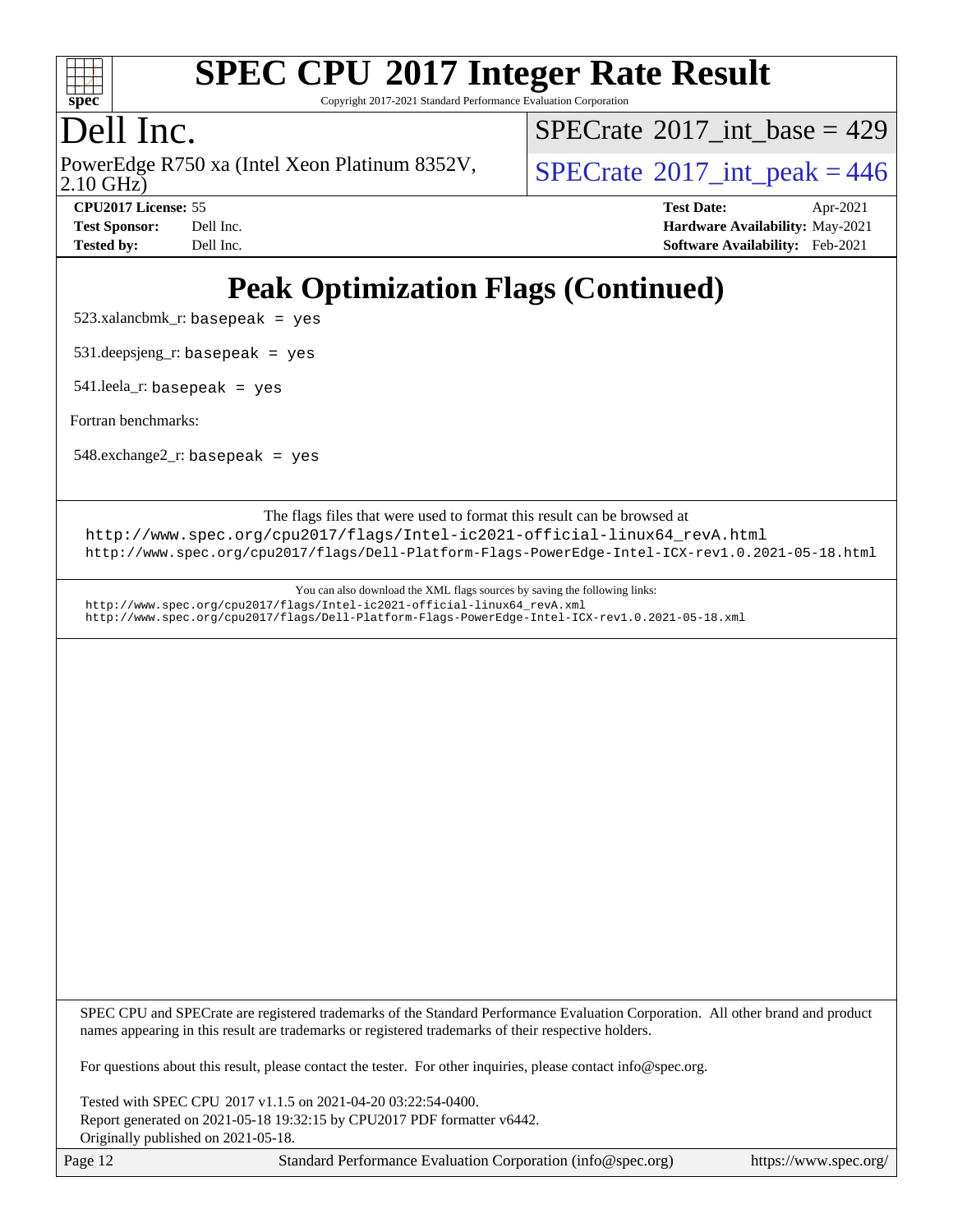# Peak Optimization Flags (Continued)

523.xalancbmk_r: basepeak = yes

531.deepsjeng_r: basepeak = yes

541.leela_r: basepeak = yes

Fortran benchmarks:

548.exchange2_r: basepeak = yes

The flags files that were used to format this result can be browsed at

http://www.spec.org/cpu2017/flags/Intel-ic2021-official-linux64_revA.html
http://www.spec.org/cpu2017/flags/Dell-Platform-Flags-PowerEdge-Intel-ICX-rev1.0.2021-05-18.html

You can also download the XML flags sources by saving the following links:

http://www.spec.org/cpu2017/flags/Intel-ic2021-official-linux64_revA.xml
http://www.spec.org/cpu2017/flags/Dell-Platform-Flags-PowerEdge-Intel-ICX-rev1.0.2021-05-18.xml

SPEC CPU and SPECrate are registered trademarks of the Standard Performance Evaluation Corporation. All other brand and product names appearing in this result are trademarks or registered trademarks of their respective holders.

For questions about this result, please contact the tester. For other inquiries, please contact info@spec.org.

Tested with SPEC CPU 2017 v1.1.5 on 2021-04-20 03:22:54-0400.
Report generated on 2021-05-18 19:32:15 by CPU2017 PDF formatter v6442.
Originally published on 2021-05-18.